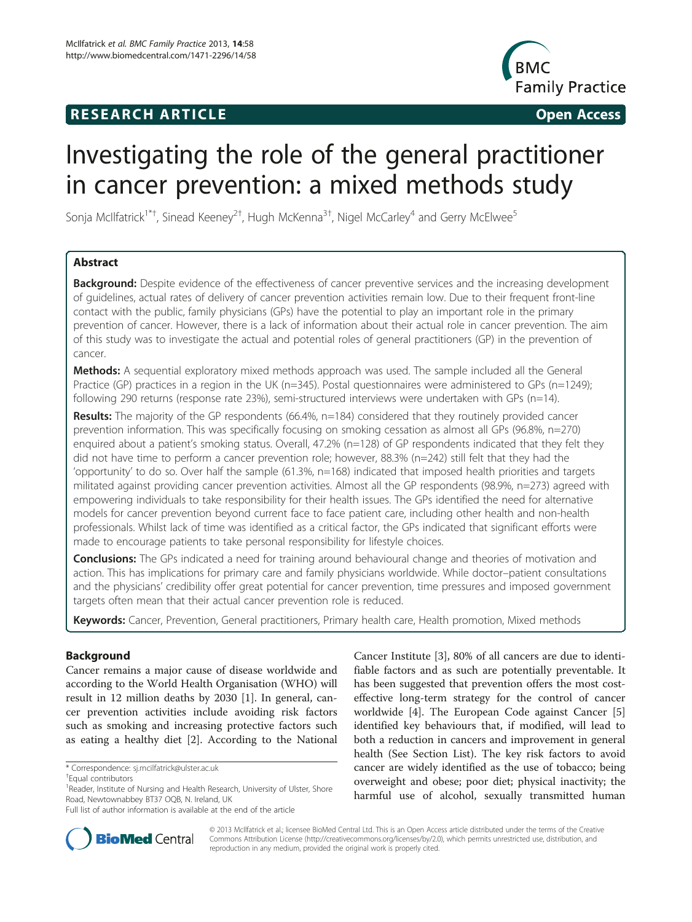RESEARCH ARTICLE Open Access

# Investigating the role of the general practitioner in cancer prevention: a mixed methods study

Sonja McIlfatrick[1*†], Sinead Keeney[2†], Hugh McKenna[3†], Nigel McCarley[4] and Gerry McElwee[5]

## Abstract

**Background:** Despite evidence of the effectiveness of cancer preventive services and the increasing development of guidelines, actual rates of delivery of cancer prevention activities remain low. Due to their frequent front-line contact with the public, family physicians (GPs) have the potential to play an important role in the primary prevention of cancer. However, there is a lack of information about their actual role in cancer prevention. The aim of this study was to investigate the actual and potential roles of general practitioners (GP) in the prevention of cancer.

**Methods:** A sequential exploratory mixed methods approach was used. The sample included all the General Practice (GP) practices in a region in the UK (n=345). Postal questionnaires were administered to GPs (n=1249); following 290 returns (response rate 23%), semi-structured interviews were undertaken with GPs (n=14).

**Results:** The majority of the GP respondents (66.4%, n=184) considered that they routinely provided cancer prevention information. This was specifically focusing on smoking cessation as almost all GPs (96.8%, n=270) enquired about a patient's smoking status. Overall, 47.2% (n=128) of GP respondents indicated that they felt they did not have time to perform a cancer prevention role; however, 88.3% (n=242) still felt that they had the 'opportunity' to do so. Over half the sample (61.3%, n=168) indicated that imposed health priorities and targets militated against providing cancer prevention activities. Almost all the GP respondents (98.9%, n=273) agreed with empowering individuals to take responsibility for their health issues. The GPs identified the need for alternative models for cancer prevention beyond current face to face patient care, including other health and non-health professionals. Whilst lack of time was identified as a critical factor, the GPs indicated that significant efforts were made to encourage patients to take personal responsibility for lifestyle choices.

**Conclusions:** The GPs indicated a need for training around behavioural change and theories of motivation and action. This has implications for primary care and family physicians worldwide. While doctor–patient consultations and the physicians' credibility offer great potential for cancer prevention, time pressures and imposed government targets often mean that their actual cancer prevention role is reduced.

**Keywords:** Cancer, Prevention, General practitioners, Primary health care, Health promotion, Mixed methods

## Background

Cancer remains a major cause of disease worldwide and according to the World Health Organisation (WHO) will result in 12 million deaths by 2030 [1]. In general, cancer prevention activities include avoiding risk factors such as smoking and increasing protective factors such as eating a healthy diet [2]. According to the National Cancer Institute [3], 80% of all cancers are due to identifiable factors and as such are potentially preventable. It has been suggested that prevention offers the most cost-effective long-term strategy for the control of cancer worldwide [4]. The European Code against Cancer [5] identified key behaviours that, if modified, will lead to both a reduction in cancers and improvement in general health (See Section List). The key risk factors to avoid cancer are widely identified as the use of tobacco; being overweight and obese; poor diet; physical inactivity; the harmful use of alcohol, sexually transmitted human

* Correspondence: sj.mcilfatrick@ulster.ac.uk

†Equal contributors

[1]Reader, Institute of Nursing and Health Research, University of Ulster, Shore Road, Newtownabbey BT37 0QB, N. Ireland, UK

Full list of author information is available at the end of the article

© 2013 McIlfatrick et al.; licensee BioMed Central Ltd. This is an Open Access article distributed under the terms of the Creative Commons Attribution License (http://creativecommons.org/licenses/by/2.0), which permits unrestricted use, distribution, and reproduction in any medium, provided the original work is properly cited.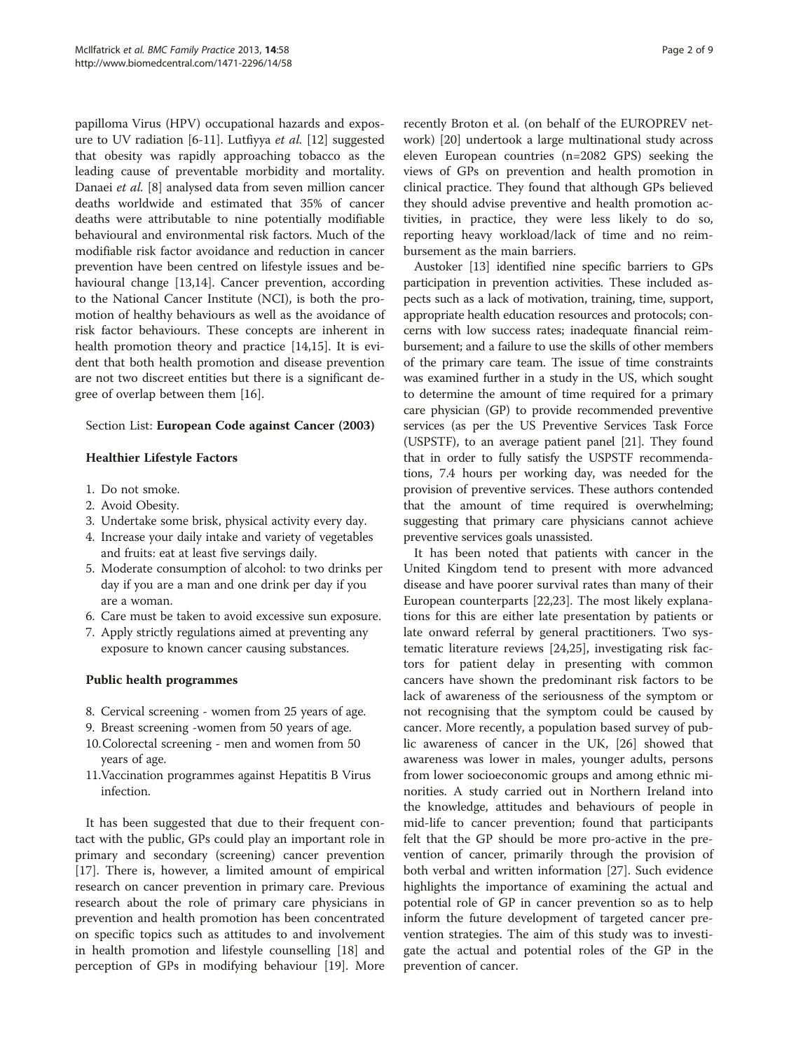papilloma Virus (HPV) occupational hazards and exposure to UV radiation [6-11]. Lutfiyya *et al.* [12] suggested that obesity was rapidly approaching tobacco as the leading cause of preventable morbidity and mortality. Danaei *et al.* [8] analysed data from seven million cancer deaths worldwide and estimated that 35% of cancer deaths were attributable to nine potentially modifiable behavioural and environmental risk factors. Much of the modifiable risk factor avoidance and reduction in cancer prevention have been centred on lifestyle issues and behavioural change [13,14]. Cancer prevention, according to the National Cancer Institute (NCI), is both the promotion of healthy behaviours as well as the avoidance of risk factor behaviours. These concepts are inherent in health promotion theory and practice [14,15]. It is evident that both health promotion and disease prevention are not two discreet entities but there is a significant degree of overlap between them [16].

Section List: **European Code against Cancer (2003)**

**Healthier Lifestyle Factors**

1. Do not smoke.
2. Avoid Obesity.
3. Undertake some brisk, physical activity every day.
4. Increase your daily intake and variety of vegetables and fruits: eat at least five servings daily.
5. Moderate consumption of alcohol: to two drinks per day if you are a man and one drink per day if you are a woman.
6. Care must be taken to avoid excessive sun exposure.
7. Apply strictly regulations aimed at preventing any exposure to known cancer causing substances.

**Public health programmes**

8. Cervical screening - women from 25 years of age.
9. Breast screening -women from 50 years of age.
10. Colorectal screening - men and women from 50 years of age.
11. Vaccination programmes against Hepatitis B Virus infection.

It has been suggested that due to their frequent contact with the public, GPs could play an important role in primary and secondary (screening) cancer prevention [17]. There is, however, a limited amount of empirical research on cancer prevention in primary care. Previous research about the role of primary care physicians in prevention and health promotion has been concentrated on specific topics such as attitudes to and involvement in health promotion and lifestyle counselling [18] and perception of GPs in modifying behaviour [19]. More recently Broton et al. (on behalf of the EUROPREV network) [20] undertook a large multinational study across eleven European countries (n=2082 GPS) seeking the views of GPs on prevention and health promotion in clinical practice. They found that although GPs believed they should advise preventive and health promotion activities, in practice, they were less likely to do so, reporting heavy workload/lack of time and no reimbursement as the main barriers.

Austoker [13] identified nine specific barriers to GPs participation in prevention activities. These included aspects such as a lack of motivation, training, time, support, appropriate health education resources and protocols; concerns with low success rates; inadequate financial reimbursement; and a failure to use the skills of other members of the primary care team. The issue of time constraints was examined further in a study in the US, which sought to determine the amount of time required for a primary care physician (GP) to provide recommended preventive services (as per the US Preventive Services Task Force (USPSTF), to an average patient panel [21]. They found that in order to fully satisfy the USPSTF recommendations, 7.4 hours per working day, was needed for the provision of preventive services. These authors contended that the amount of time required is overwhelming; suggesting that primary care physicians cannot achieve preventive services goals unassisted.

It has been noted that patients with cancer in the United Kingdom tend to present with more advanced disease and have poorer survival rates than many of their European counterparts [22,23]. The most likely explanations for this are either late presentation by patients or late onward referral by general practitioners. Two systematic literature reviews [24,25], investigating risk factors for patient delay in presenting with common cancers have shown the predominant risk factors to be lack of awareness of the seriousness of the symptom or not recognising that the symptom could be caused by cancer. More recently, a population based survey of public awareness of cancer in the UK, [26] showed that awareness was lower in males, younger adults, persons from lower socioeconomic groups and among ethnic minorities. A study carried out in Northern Ireland into the knowledge, attitudes and behaviours of people in mid-life to cancer prevention; found that participants felt that the GP should be more pro-active in the prevention of cancer, primarily through the provision of both verbal and written information [27]. Such evidence highlights the importance of examining the actual and potential role of GP in cancer prevention so as to help inform the future development of targeted cancer prevention strategies. The aim of this study was to investigate the actual and potential roles of the GP in the prevention of cancer.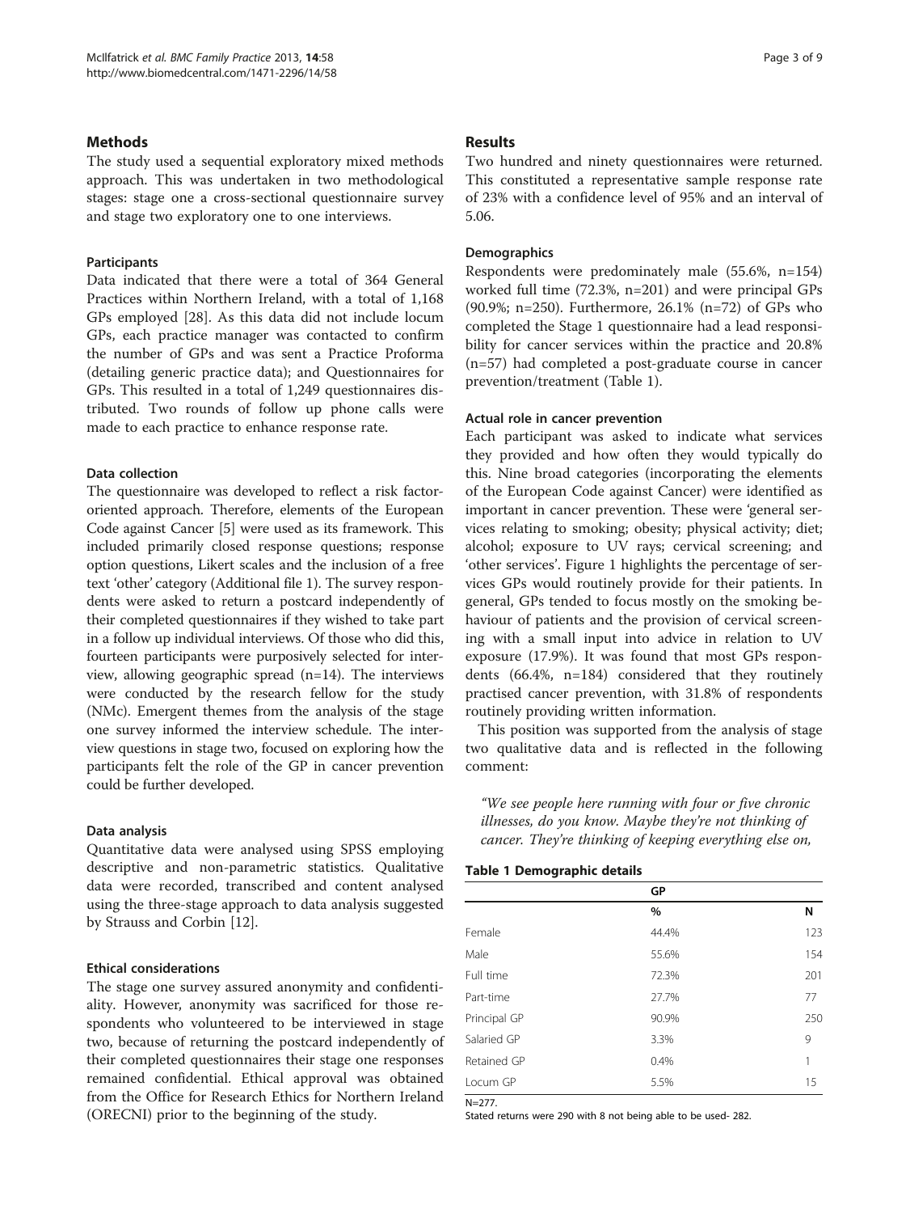## Methods

The study used a sequential exploratory mixed methods approach. This was undertaken in two methodological stages: stage one a cross-sectional questionnaire survey and stage two exploratory one to one interviews.

### Participants

Data indicated that there were a total of 364 General Practices within Northern Ireland, with a total of 1,168 GPs employed [28]. As this data did not include locum GPs, each practice manager was contacted to confirm the number of GPs and was sent a Practice Proforma (detailing generic practice data); and Questionnaires for GPs. This resulted in a total of 1,249 questionnaires distributed. Two rounds of follow up phone calls were made to each practice to enhance response rate.

### Data collection

The questionnaire was developed to reflect a risk factor-oriented approach. Therefore, elements of the European Code against Cancer [5] were used as its framework. This included primarily closed response questions; response option questions, Likert scales and the inclusion of a free text 'other' category (Additional file 1). The survey respondents were asked to return a postcard independently of their completed questionnaires if they wished to take part in a follow up individual interviews. Of those who did this, fourteen participants were purposively selected for interview, allowing geographic spread (n=14). The interviews were conducted by the research fellow for the study (NMc). Emergent themes from the analysis of the stage one survey informed the interview schedule. The interview questions in stage two, focused on exploring how the participants felt the role of the GP in cancer prevention could be further developed.

### Data analysis

Quantitative data were analysed using SPSS employing descriptive and non-parametric statistics. Qualitative data were recorded, transcribed and content analysed using the three-stage approach to data analysis suggested by Strauss and Corbin [12].

### Ethical considerations

The stage one survey assured anonymity and confidentiality. However, anonymity was sacrificed for those respondents who volunteered to be interviewed in stage two, because of returning the postcard independently of their completed questionnaires their stage one responses remained confidential. Ethical approval was obtained from the Office for Research Ethics for Northern Ireland (ORECNI) prior to the beginning of the study.

## Results

Two hundred and ninety questionnaires were returned. This constituted a representative sample response rate of 23% with a confidence level of 95% and an interval of 5.06.

### Demographics

Respondents were predominately male (55.6%, n=154) worked full time (72.3%, n=201) and were principal GPs (90.9%; n=250). Furthermore, 26.1% (n=72) of GPs who completed the Stage 1 questionnaire had a lead responsibility for cancer services within the practice and 20.8% (n=57) had completed a post-graduate course in cancer prevention/treatment (Table 1).

### Actual role in cancer prevention

Each participant was asked to indicate what services they provided and how often they would typically do this. Nine broad categories (incorporating the elements of the European Code against Cancer) were identified as important in cancer prevention. These were 'general services relating to smoking; obesity; physical activity; diet; alcohol; exposure to UV rays; cervical screening; and 'other services'. Figure 1 highlights the percentage of services GPs would routinely provide for their patients. In general, GPs tended to focus mostly on the smoking behaviour of patients and the provision of cervical screening with a small input into advice in relation to UV exposure (17.9%). It was found that most GPs respondents (66.4%, n=184) considered that they routinely practised cancer prevention, with 31.8% of respondents routinely providing written information.

This position was supported from the analysis of stage two qualitative data and is reflected in the following comment:

> *"We see people here running with four or five chronic illnesses, do you know. Maybe they're not thinking of cancer. They're thinking of keeping everything else on,*

**Table 1 Demographic details**

| | GP | |
|---|---|---|
| | % | N |
| Female | 44.4% | 123 |
| Male | 55.6% | 154 |
| Full time | 72.3% | 201 |
| Part-time | 27.7% | 77 |
| Principal GP | 90.9% | 250 |
| Salaried GP | 3.3% | 9 |
| Retained GP | 0.4% | 1 |
| Locum GP | 5.5% | 15 |

N=277.

Stated returns were 290 with 8 not being able to be used- 282.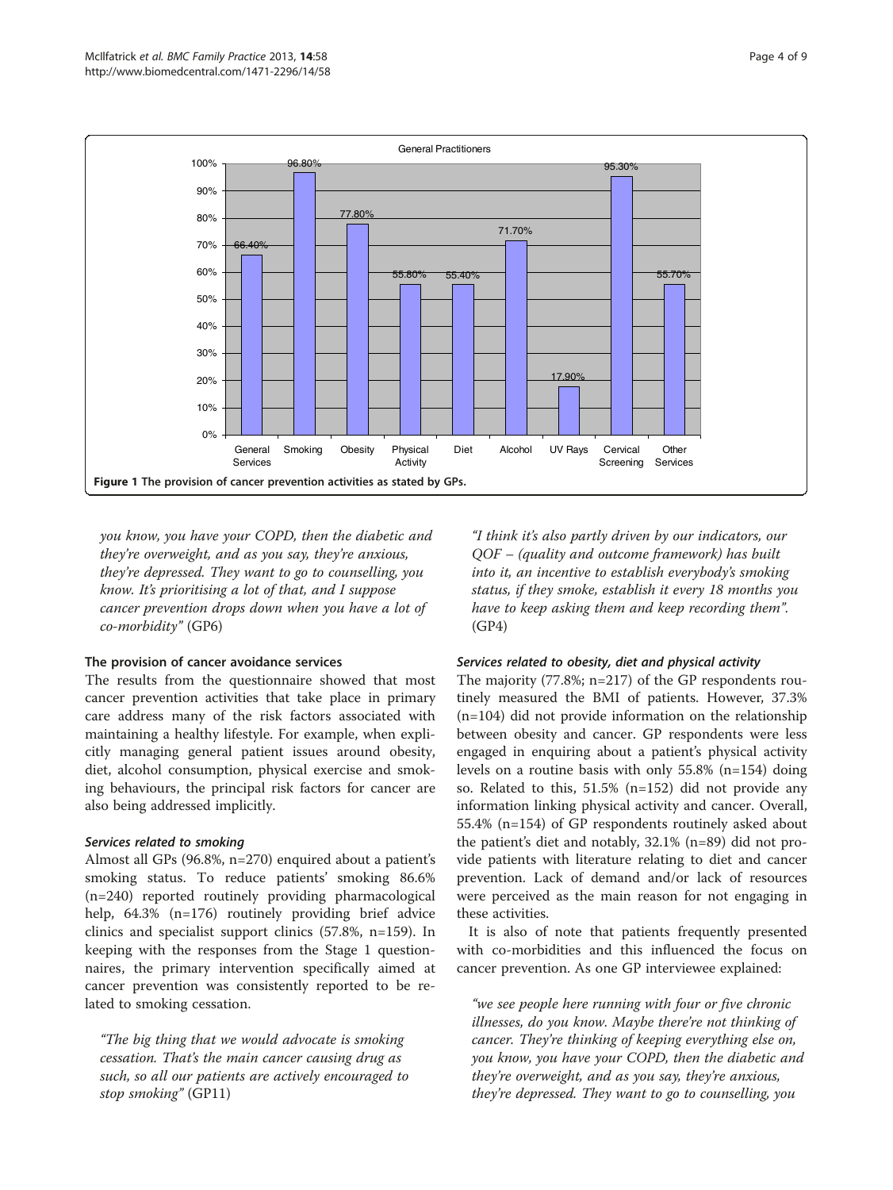Figure 1 The provision of cancer prevention activities as stated by GPs.

*you know, you have your COPD, then the diabetic and they're overweight, and as you say, they're anxious, they're depressed. They want to go to counselling, you know. It's prioritising a lot of that, and I suppose cancer prevention drops down when you have a lot of co-morbidity"* (GP6)

### The provision of cancer avoidance services

The results from the questionnaire showed that most cancer prevention activities that take place in primary care address many of the risk factors associated with maintaining a healthy lifestyle. For example, when explicitly managing general patient issues around obesity, diet, alcohol consumption, physical exercise and smoking behaviours, the principal risk factors for cancer are also being addressed implicitly.

#### *Services related to smoking*

Almost all GPs (96.8%, n=270) enquired about a patient's smoking status. To reduce patients' smoking 86.6% (n=240) reported routinely providing pharmacological help, 64.3% (n=176) routinely providing brief advice clinics and specialist support clinics (57.8%, n=159). In keeping with the responses from the Stage 1 questionnaires, the primary intervention specifically aimed at cancer prevention was consistently reported to be related to smoking cessation.

*"The big thing that we would advocate is smoking cessation. That's the main cancer causing drug as such, so all our patients are actively encouraged to stop smoking"* (GP11)

*"I think it's also partly driven by our indicators, our QOF – (quality and outcome framework) has built into it, an incentive to establish everybody's smoking status, if they smoke, establish it every 18 months you have to keep asking them and keep recording them".* (GP4)

#### *Services related to obesity, diet and physical activity*

The majority (77.8%; n=217) of the GP respondents routinely measured the BMI of patients. However, 37.3% (n=104) did not provide information on the relationship between obesity and cancer. GP respondents were less engaged in enquiring about a patient's physical activity levels on a routine basis with only 55.8% (n=154) doing so. Related to this, 51.5% (n=152) did not provide any information linking physical activity and cancer. Overall, 55.4% (n=154) of GP respondents routinely asked about the patient's diet and notably, 32.1% (n=89) did not provide patients with literature relating to diet and cancer prevention. Lack of demand and/or lack of resources were perceived as the main reason for not engaging in these activities.

It is also of note that patients frequently presented with co-morbidities and this influenced the focus on cancer prevention. As one GP interviewee explained:

*"we see people here running with four or five chronic illnesses, do you know. Maybe there're not thinking of cancer. They're thinking of keeping everything else on, you know, you have your COPD, then the diabetic and they're overweight, and as you say, they're anxious, they're depressed. They want to go to counselling, you*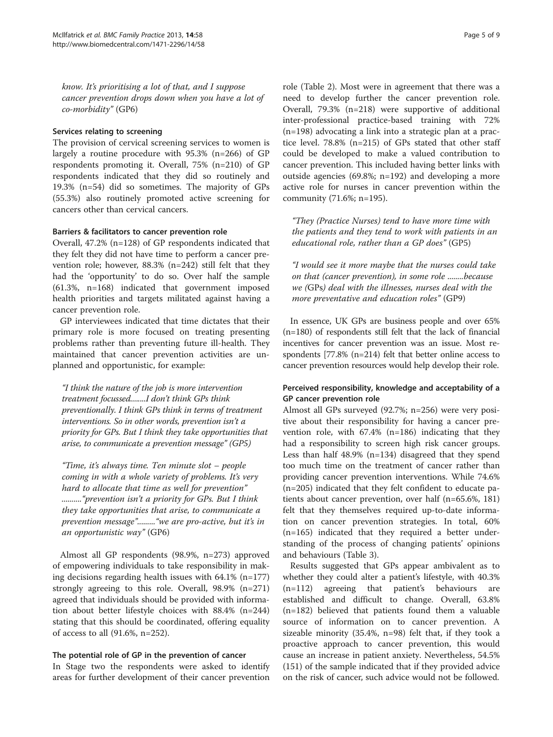*know. It's prioritising a lot of that, and I suppose cancer prevention drops down when you have a lot of co-morbidity"* (GP6)

### Services relating to screening

The provision of cervical screening services to women is largely a routine procedure with 95.3% (n=266) of GP respondents promoting it. Overall, 75% (n=210) of GP respondents indicated that they did so routinely and 19.3% (n=54) did so sometimes. The majority of GPs (55.3%) also routinely promoted active screening for cancers other than cervical cancers.

### Barriers & facilitators to cancer prevention role

Overall, 47.2% (n=128) of GP respondents indicated that they felt they did not have time to perform a cancer prevention role; however, 88.3% (n=242) still felt that they had the 'opportunity' to do so. Over half the sample (61.3%, n=168) indicated that government imposed health priorities and targets militated against having a cancer prevention role.

GP interviewees indicated that time dictates that their primary role is more focused on treating presenting problems rather than preventing future ill-health. They maintained that cancer prevention activities are unplanned and opportunistic, for example:

> *"I think the nature of the job is more intervention treatment focussed........I don't think GPs think preventionally. I think GPs think in terms of treatment interventions. So in other words, prevention isn't a priority for GPs. But I think they take opportunities that arise, to communicate a prevention message" (GP5)*

> *"Time, it's always time. Ten minute slot – people coming in with a whole variety of problems. It's very hard to allocate that time as well for prevention" ..........."prevention isn't a priority for GPs. But I think they take opportunities that arise, to communicate a prevention message"........."we are pro-active, but it's in an opportunistic way"* (GP6)

Almost all GP respondents (98.9%, n=273) approved of empowering individuals to take responsibility in making decisions regarding health issues with 64.1% (n=177) strongly agreeing to this role. Overall, 98.9% (n=271) agreed that individuals should be provided with information about better lifestyle choices with 88.4% (n=244) stating that this should be coordinated, offering equality of access to all (91.6%, n=252).

### The potential role of GP in the prevention of cancer

In Stage two the respondents were asked to identify areas for further development of their cancer prevention role (Table 2). Most were in agreement that there was a need to develop further the cancer prevention role. Overall, 79.3% (n=218) were supportive of additional inter-professional practice-based training with 72% (n=198) advocating a link into a strategic plan at a practice level. 78.8% (n=215) of GPs stated that other staff could be developed to make a valued contribution to cancer prevention. This included having better links with outside agencies (69.8%; n=192) and developing a more active role for nurses in cancer prevention within the community (71.6%; n=195).

> *"They (Practice Nurses) tend to have more time with the patients and they tend to work with patients in an educational role, rather than a GP does"* (GP5)

> *"I would see it more maybe that the nurses could take on that (cancer prevention), in some role ........because we (*GPs*) deal with the illnesses, nurses deal with the more preventative and education roles"* (GP9)

In essence, UK GPs are business people and over 65% (n=180) of respondents still felt that the lack of financial incentives for cancer prevention was an issue. Most respondents [77.8% (n=214) felt that better online access to cancer prevention resources would help develop their role.

### Perceived responsibility, knowledge and acceptability of a GP cancer prevention role

Almost all GPs surveyed (92.7%; n=256) were very positive about their responsibility for having a cancer prevention role, with 67.4% (n=186) indicating that they had a responsibility to screen high risk cancer groups. Less than half 48.9% (n=134) disagreed that they spend too much time on the treatment of cancer rather than providing cancer prevention interventions. While 74.6% (n=205) indicated that they felt confident to educate patients about cancer prevention, over half (n=65.6%, 181) felt that they themselves required up-to-date information on cancer prevention strategies. In total, 60% (n=165) indicated that they required a better understanding of the process of changing patients' opinions and behaviours (Table 3).

Results suggested that GPs appear ambivalent as to whether they could alter a patient's lifestyle, with 40.3% (n=112) agreeing that patient's behaviours are established and difficult to change. Overall, 63.8% (n=182) believed that patients found them a valuable source of information on to cancer prevention. A sizeable minority (35.4%, n=98) felt that, if they took a proactive approach to cancer prevention, this would cause an increase in patient anxiety. Nevertheless, 54.5% (151) of the sample indicated that if they provided advice on the risk of cancer, such advice would not be followed.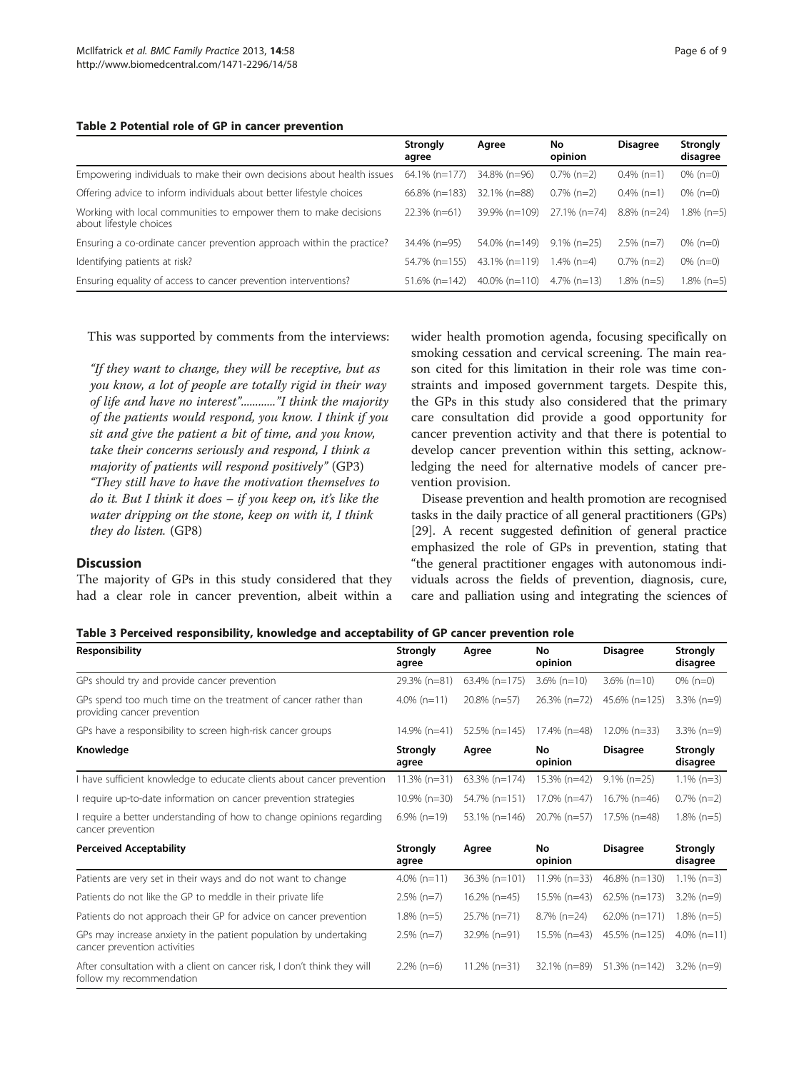**Table 2 Potential role of GP in cancer prevention**

| | Strongly agree | Agree | No opinion | Disagree | Strongly disagree |
|---|---|---|---|---|---|
| Empowering individuals to make their own decisions about health issues | 64.1% (n=177) | 34.8% (n=96) | 0.7% (n=2) | 0.4% (n=1) | 0% (n=0) |
| Offering advice to inform individuals about better lifestyle choices | 66.8% (n=183) | 32.1% (n=88) | 0.7% (n=2) | 0.4% (n=1) | 0% (n=0) |
| Working with local communities to empower them to make decisions about lifestyle choices | 22.3% (n=61) | 39.9% (n=109) | 27.1% (n=74) | 8.8% (n=24) | 1.8% (n=5) |
| Ensuring a co-ordinate cancer prevention approach within the practice? | 34.4% (n=95) | 54.0% (n=149) | 9.1% (n=25) | 2.5% (n=7) | 0% (n=0) |
| Identifying patients at risk? | 54.7% (n=155) | 43.1% (n=119) | 1.4% (n=4) | 0.7% (n=2) | 0% (n=0) |
| Ensuring equality of access to cancer prevention interventions? | 51.6% (n=142) | 40.0% (n=110) | 4.7% (n=13) | 1.8% (n=5) | 1.8% (n=5) |

This was supported by comments from the interviews:

> *"If they want to change, they will be receptive, but as you know, a lot of people are totally rigid in their way of life and have no interest"............"I think the majority of the patients would respond, you know. I think if you sit and give the patient a bit of time, and you know, take their concerns seriously and respond, I think a majority of patients will respond positively"* (GP3)
>
> *"They still have to have the motivation themselves to do it. But I think it does – if you keep on, it's like the water dripping on the stone, keep on with it, I think they do listen.* (GP8)

## Discussion

The majority of GPs in this study considered that they had a clear role in cancer prevention, albeit within a wider health promotion agenda, focusing specifically on smoking cessation and cervical screening. The main reason cited for this limitation in their role was time constraints and imposed government targets. Despite this, the GPs in this study also considered that the primary care consultation did provide a good opportunity for cancer prevention activity and that there is potential to develop cancer prevention within this setting, acknowledging the need for alternative models of cancer prevention provision.

Disease prevention and health promotion are recognised tasks in the daily practice of all general practitioners (GPs) [29]. A recent suggested definition of general practice emphasized the role of GPs in prevention, stating that "the general practitioner engages with autonomous individuals across the fields of prevention, diagnosis, cure, care and palliation using and integrating the sciences of

**Table 3 Perceived responsibility, knowledge and acceptability of GP cancer prevention role**

| Responsibility | Strongly agree | Agree | No opinion | Disagree | Strongly disagree |
|---|---|---|---|---|---|
| GPs should try and provide cancer prevention | 29.3% (n=81) | 63.4% (n=175) | 3.6% (n=10) | 3.6% (n=10) | 0% (n=0) |
| GPs spend too much time on the treatment of cancer rather than providing cancer prevention | 4.0% (n=11) | 20.8% (n=57) | 26.3% (n=72) | 45.6% (n=125) | 3.3% (n=9) |
| GPs have a responsibility to screen high-risk cancer groups | 14.9% (n=41) | 52.5% (n=145) | 17.4% (n=48) | 12.0% (n=33) | 3.3% (n=9) |
| **Knowledge** | **Strongly agree** | **Agree** | **No opinion** | **Disagree** | **Strongly disagree** |
| I have sufficient knowledge to educate clients about cancer prevention | 11.3% (n=31) | 63.3% (n=174) | 15.3% (n=42) | 9.1% (n=25) | 1.1% (n=3) |
| I require up-to-date information on cancer prevention strategies | 10.9% (n=30) | 54.7% (n=151) | 17.0% (n=47) | 16.7% (n=46) | 0.7% (n=2) |
| I require a better understanding of how to change opinions regarding cancer prevention | 6.9% (n=19) | 53.1% (n=146) | 20.7% (n=57) | 17.5% (n=48) | 1.8% (n=5) |
| **Perceived Acceptability** | **Strongly agree** | **Agree** | **No opinion** | **Disagree** | **Strongly disagree** |
| Patients are very set in their ways and do not want to change | 4.0% (n=11) | 36.3% (n=101) | 11.9% (n=33) | 46.8% (n=130) | 1.1% (n=3) |
| Patients do not like the GP to meddle in their private life | 2.5% (n=7) | 16.2% (n=45) | 15.5% (n=43) | 62.5% (n=173) | 3.2% (n=9) |
| Patients do not approach their GP for advice on cancer prevention | 1.8% (n=5) | 25.7% (n=71) | 8.7% (n=24) | 62.0% (n=171) | 1.8% (n=5) |
| GPs may increase anxiety in the patient population by undertaking cancer prevention activities | 2.5% (n=7) | 32.9% (n=91) | 15.5% (n=43) | 45.5% (n=125) | 4.0% (n=11) |
| After consultation with a client on cancer risk, I don't think they will follow my recommendation | 2.2% (n=6) | 11.2% (n=31) | 32.1% (n=89) | 51.3% (n=142) | 3.2% (n=9) |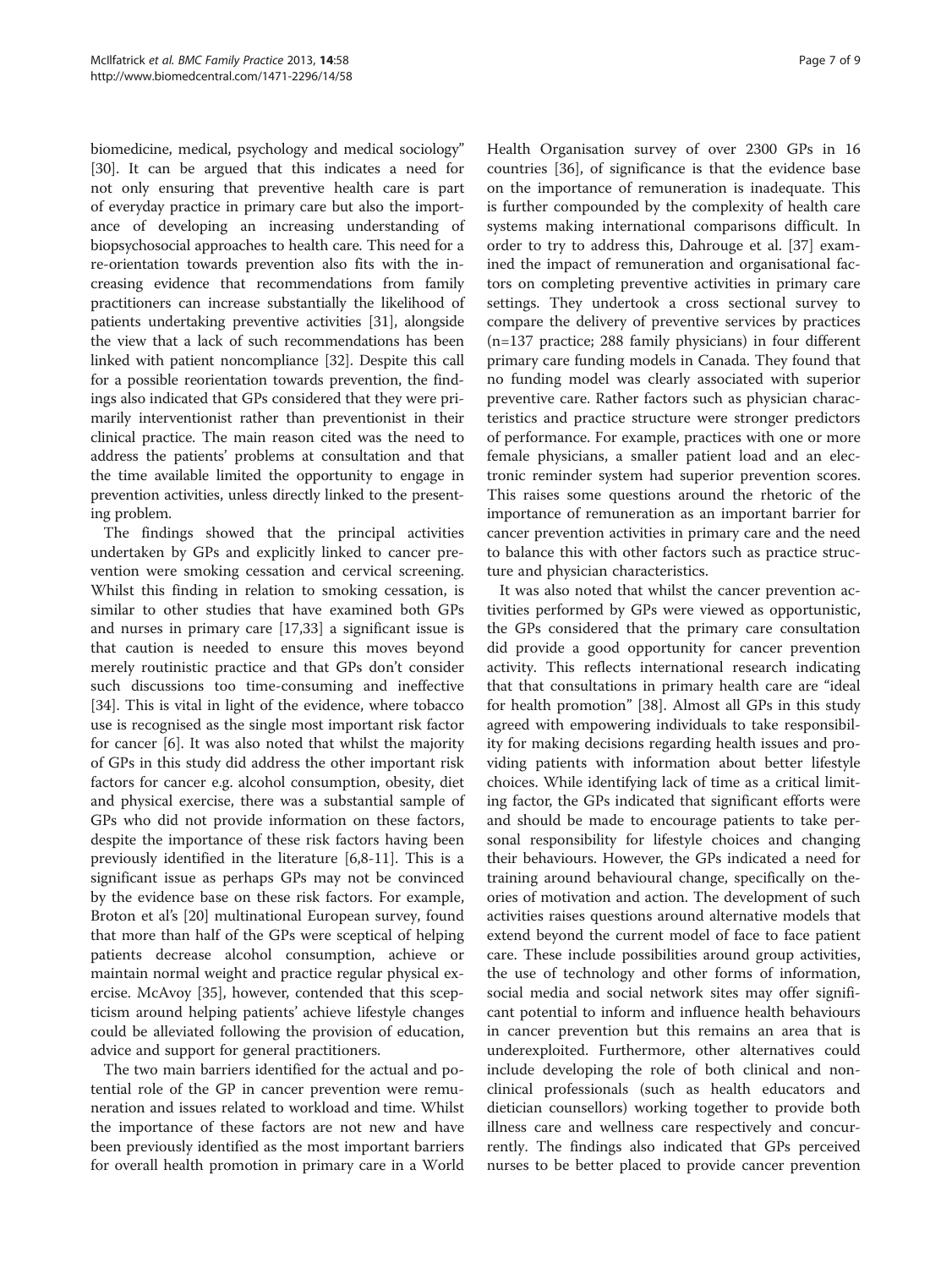biomedicine, medical, psychology and medical sociology" [30]. It can be argued that this indicates a need for not only ensuring that preventive health care is part of everyday practice in primary care but also the importance of developing an increasing understanding of biopsychosocial approaches to health care. This need for a re-orientation towards prevention also fits with the increasing evidence that recommendations from family practitioners can increase substantially the likelihood of patients undertaking preventive activities [31], alongside the view that a lack of such recommendations has been linked with patient noncompliance [32]. Despite this call for a possible reorientation towards prevention, the findings also indicated that GPs considered that they were primarily interventionist rather than preventionist in their clinical practice. The main reason cited was the need to address the patients' problems at consultation and that the time available limited the opportunity to engage in prevention activities, unless directly linked to the presenting problem.

The findings showed that the principal activities undertaken by GPs and explicitly linked to cancer prevention were smoking cessation and cervical screening. Whilst this finding in relation to smoking cessation, is similar to other studies that have examined both GPs and nurses in primary care [17,33] a significant issue is that caution is needed to ensure this moves beyond merely routinistic practice and that GPs don't consider such discussions too time-consuming and ineffective [34]. This is vital in light of the evidence, where tobacco use is recognised as the single most important risk factor for cancer [6]. It was also noted that whilst the majority of GPs in this study did address the other important risk factors for cancer e.g. alcohol consumption, obesity, diet and physical exercise, there was a substantial sample of GPs who did not provide information on these factors, despite the importance of these risk factors having been previously identified in the literature [6,8-11]. This is a significant issue as perhaps GPs may not be convinced by the evidence base on these risk factors. For example, Broton et al's [20] multinational European survey, found that more than half of the GPs were sceptical of helping patients decrease alcohol consumption, achieve or maintain normal weight and practice regular physical exercise. McAvoy [35], however, contended that this scepticism around helping patients' achieve lifestyle changes could be alleviated following the provision of education, advice and support for general practitioners.

The two main barriers identified for the actual and potential role of the GP in cancer prevention were remuneration and issues related to workload and time. Whilst the importance of these factors are not new and have been previously identified as the most important barriers for overall health promotion in primary care in a World Health Organisation survey of over 2300 GPs in 16 countries [36], of significance is that the evidence base on the importance of remuneration is inadequate. This is further compounded by the complexity of health care systems making international comparisons difficult. In order to try to address this, Dahrouge et al. [37] examined the impact of remuneration and organisational factors on completing preventive activities in primary care settings. They undertook a cross sectional survey to compare the delivery of preventive services by practices (n=137 practice; 288 family physicians) in four different primary care funding models in Canada. They found that no funding model was clearly associated with superior preventive care. Rather factors such as physician characteristics and practice structure were stronger predictors of performance. For example, practices with one or more female physicians, a smaller patient load and an electronic reminder system had superior prevention scores. This raises some questions around the rhetoric of the importance of remuneration as an important barrier for cancer prevention activities in primary care and the need to balance this with other factors such as practice structure and physician characteristics.

It was also noted that whilst the cancer prevention activities performed by GPs were viewed as opportunistic, the GPs considered that the primary care consultation did provide a good opportunity for cancer prevention activity. This reflects international research indicating that that consultations in primary health care are "ideal for health promotion" [38]. Almost all GPs in this study agreed with empowering individuals to take responsibility for making decisions regarding health issues and providing patients with information about better lifestyle choices. While identifying lack of time as a critical limiting factor, the GPs indicated that significant efforts were and should be made to encourage patients to take personal responsibility for lifestyle choices and changing their behaviours. However, the GPs indicated a need for training around behavioural change, specifically on theories of motivation and action. The development of such activities raises questions around alternative models that extend beyond the current model of face to face patient care. These include possibilities around group activities, the use of technology and other forms of information, social media and social network sites may offer significant potential to inform and influence health behaviours in cancer prevention but this remains an area that is underexploited. Furthermore, other alternatives could include developing the role of both clinical and non-clinical professionals (such as health educators and dietician counsellors) working together to provide both illness care and wellness care respectively and concurrently. The findings also indicated that GPs perceived nurses to be better placed to provide cancer prevention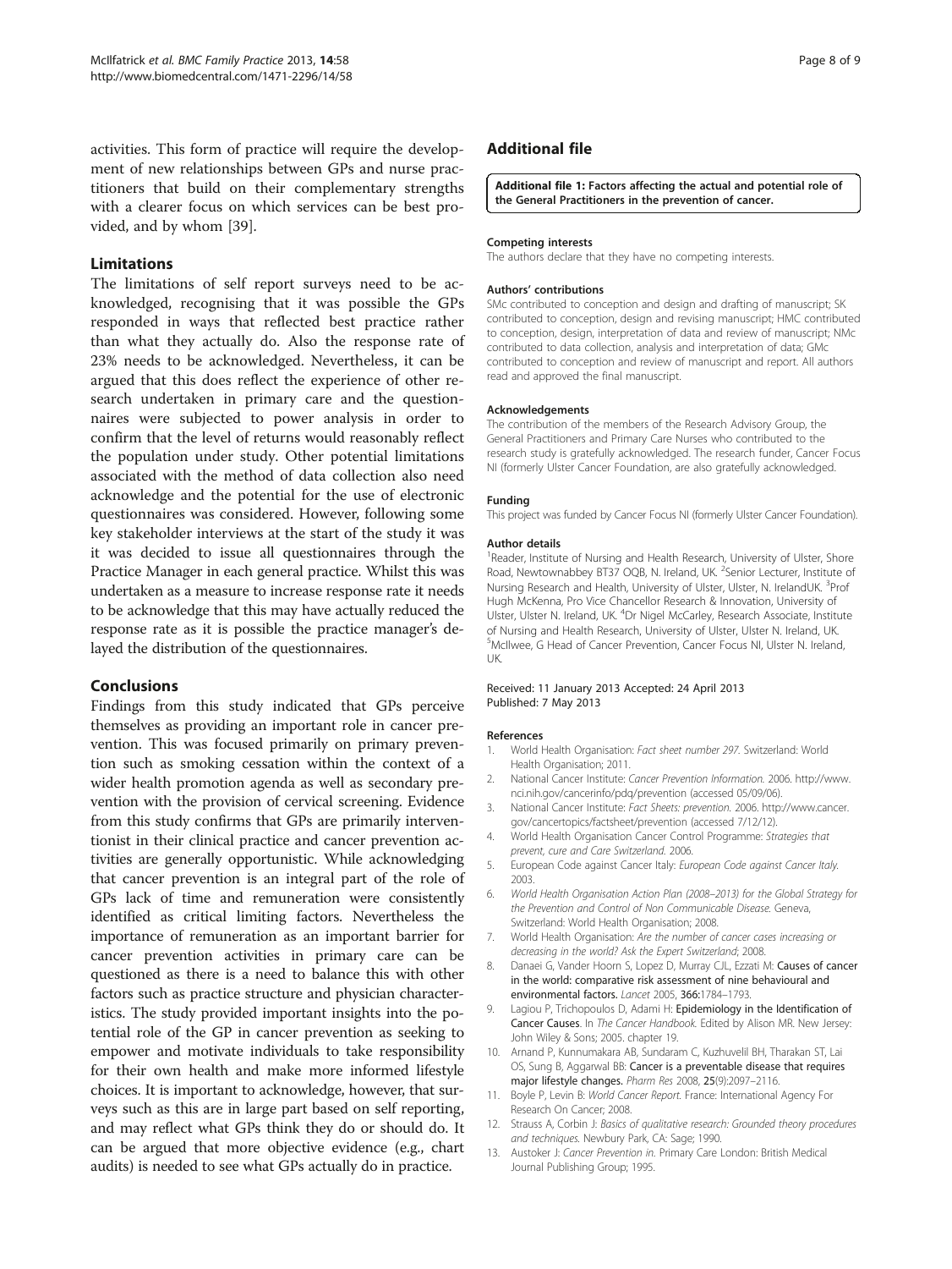activities. This form of practice will require the development of new relationships between GPs and nurse practitioners that build on their complementary strengths with a clearer focus on which services can be best provided, and by whom [39].

## Limitations

The limitations of self report surveys need to be acknowledged, recognising that it was possible the GPs responded in ways that reflected best practice rather than what they actually do. Also the response rate of 23% needs to be acknowledged. Nevertheless, it can be argued that this does reflect the experience of other research undertaken in primary care and the questionnaires were subjected to power analysis in order to confirm that the level of returns would reasonably reflect the population under study. Other potential limitations associated with the method of data collection also need acknowledge and the potential for the use of electronic questionnaires was considered. However, following some key stakeholder interviews at the start of the study it was it was decided to issue all questionnaires through the Practice Manager in each general practice. Whilst this was undertaken as a measure to increase response rate it needs to be acknowledge that this may have actually reduced the response rate as it is possible the practice manager's delayed the distribution of the questionnaires.

## Conclusions

Findings from this study indicated that GPs perceive themselves as providing an important role in cancer prevention. This was focused primarily on primary prevention such as smoking cessation within the context of a wider health promotion agenda as well as secondary prevention with the provision of cervical screening. Evidence from this study confirms that GPs are primarily interventionist in their clinical practice and cancer prevention activities are generally opportunistic. While acknowledging that cancer prevention is an integral part of the role of GPs lack of time and remuneration were consistently identified as critical limiting factors. Nevertheless the importance of remuneration as an important barrier for cancer prevention activities in primary care can be questioned as there is a need to balance this with other factors such as practice structure and physician characteristics. The study provided important insights into the potential role of the GP in cancer prevention as seeking to empower and motivate individuals to take responsibility for their own health and make more informed lifestyle choices. It is important to acknowledge, however, that surveys such as this are in large part based on self reporting, and may reflect what GPs think they do or should do. It can be argued that more objective evidence (e.g., chart audits) is needed to see what GPs actually do in practice.

## Additional file

**Additional file 1: Factors affecting the actual and potential role of the General Practitioners in the prevention of cancer.**

#### Competing interests

The authors declare that they have no competing interests.

#### Authors' contributions

SMc contributed to conception and design and drafting of manuscript; SK contributed to conception, design and revising manuscript; HMC contributed to conception, design, interpretation of data and review of manuscript; NMc contributed to data collection, analysis and interpretation of data; GMc contributed to conception and review of manuscript and report. All authors read and approved the final manuscript.

#### Acknowledgements

The contribution of the members of the Research Advisory Group, the General Practitioners and Primary Care Nurses who contributed to the research study is gratefully acknowledged. The research funder, Cancer Focus NI (formerly Ulster Cancer Foundation, are also gratefully acknowledged.

#### Funding

This project was funded by Cancer Focus NI (formerly Ulster Cancer Foundation).

#### Author details

[1]Reader, Institute of Nursing and Health Research, University of Ulster, Shore Road, Newtownabbey BT37 OQB, N. Ireland, UK. [2]Senior Lecturer, Institute of Nursing Research and Health, University of Ulster, Ulster, N. IrelandUK. [3]Prof Hugh McKenna, Pro Vice Chancellor Research & Innovation, University of Ulster, Ulster N. Ireland, UK. [4]Dr Nigel McCarley, Research Associate, Institute of Nursing and Health Research, University of Ulster, Ulster N. Ireland, UK. [5]McIlwee, G Head of Cancer Prevention, Cancer Focus NI, Ulster N. Ireland, UK.

Received: 11 January 2013 Accepted: 24 April 2013
Published: 7 May 2013

#### References

1. World Health Organisation: *Fact sheet number 297.* Switzerland: World Health Organisation; 2011.
2. National Cancer Institute: *Cancer Prevention Information.* 2006. http://www.nci.nih.gov/cancerinfo/pdq/prevention (accessed 05/09/06).
3. National Cancer Institute: *Fact Sheets: prevention.* 2006. http://www.cancer.gov/cancertopics/factsheet/prevention (accessed 7/12/12).
4. World Health Organisation Cancer Control Programme: *Strategies that prevent, cure and Care Switzerland.* 2006.
5. European Code against Cancer Italy: *European Code against Cancer Italy.* 2003.
6. *World Health Organisation Action Plan (2008–2013) for the Global Strategy for the Prevention and Control of Non Communicable Disease.* Geneva, Switzerland: World Health Organisation; 2008.
7. World Health Organisation: *Are the number of cancer cases increasing or decreasing in the world? Ask the Expert Switzerland*; 2008.
8. Danaei G, Vander Hoorn S, Lopez D, Murray CJL, Ezzati M: **Causes of cancer in the world: comparative risk assessment of nine behavioural and environmental factors.** *Lancet* 2005, **366:**1784–1793.
9. Lagiou P, Trichopoulos D, Adami H: **Epidemiology in the Identification of Cancer Causes**. In *The Cancer Handbook.* Edited by Alison MR. New Jersey: John Wiley & Sons; 2005. chapter 19.
10. Arnand P, Kunnumakara AB, Sundaram C, Kuzhuvelil BH, Tharakan ST, Lai OS, Sung B, Aggarwal BB: **Cancer is a preventable disease that requires major lifestyle changes.** *Pharm Res* 2008, **25**(9):2097–2116.
11. Boyle P, Levin B: *World Cancer Report.* France: International Agency For Research On Cancer; 2008.
12. Strauss A, Corbin J: *Basics of qualitative research: Grounded theory procedures and techniques.* Newbury Park, CA: Sage; 1990.
13. Austoker J: *Cancer Prevention in.* Primary Care London: British Medical Journal Publishing Group; 1995.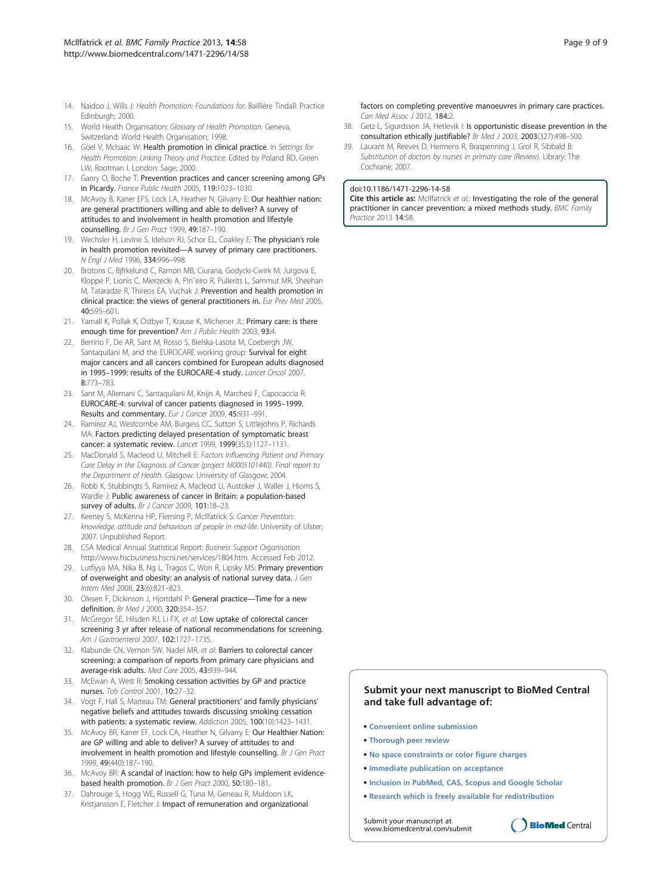14. Naidoo J, Wills J: *Health Promotion: Foundations for.* Baillière Tindall: Practice Edinburgh; 2000.
15. World Health Organisation: *Glossary of Health Promotion.* Geneva, Switzerland: World Health Organisation; 1998.
16. Goel V, McIsaac W: **Health promotion in clinical practice**. In *Settings for Health Promotion: Linking Theory and Practice.* Edited by Poland BD, Green LW, Rootman I. London: Sage; 2000.
17. Ganry O, Boche T: **Prevention practices and cancer screening among GPs in Picardy.** *France Public Health* 2005, **119:**1023–1030.
18. McAvoy B, Kaner EFS, Lock LA, Heather N, Gilvarry E: **Our healthier nation: are general practitioners willing and able to deliver? A survey of attitudes to and involvement in health promotion and lifestyle counselling.** *Br J Gen Pract* 1999, **49:**187–190.
19. Wechsler H, Levine S, Idelson RJ, Schor EL, Coakley E: **The physician's role in health promotion revisited—A survey of primary care practitioners.** *N Engl J Med* 1996, **334:**996–998.
20. Brotons C, Bjfrkelund C, Ramon MB, Ciurana, Godycki-Cwirk M, Jurgova E, Kloppe P, Lionis C, Mierzecki A, Pin˜eiro R, Pullerits L, Sammut MR, Sheehan M, Tataradze R, Thireos EA, Vuchak J: **Prevention and health promotion in clinical practice: the views of general practitioners in.** *Eur Prev Med* 2005, **40:**595–601.
21. Yarnall K, Pollak K, Ostbye T, Krause K, Michener JL: **Primary care: is there enough time for prevention?** *Am J Public Health* 2003, **93:**4.
22. Berrino F, De AR, Sant M, Rosso S, Bielska-Lasota M, Coebergh JW, Santaquilani M, and the EUROCARE working group: **Survival for eight major cancers and all cancers combined for European adults diagnosed in 1995–1999: results of the EUROCARE-4 study.** *Lancet Oncol* 2007, **8:**773–783.
23. Sant M, Allemani C, Santaquilani M, Knijn A, Marchesi F, Capocaccia R: **EUROCARE-4: survival of cancer patients diagnosed in 1995–1999. Results and commentary.** *Eur J Cancer* 2009, **45:**931–991.
24. Ramirez AJ, Westcombe AM, Burgess CC, Sutton S, Littlejohns P, Richards MA: **Factors predicting delayed presentation of symptomatic breast cancer: a systematic review.** *Lancet* 1999, **1999**(353):1127–1131.
25. MacDonald S, Macleod U, Mitchell E: *Factors Influencing Patient and Primary Care Delay in the Diagnosis of Cancer (project M0005101440). Final report to the Department of Health.* Glasgow: University of Glasgow; 2004.
26. Robb K, Stubbingts S, Ramirez A, Macleod U, Austoker J, Waller J, Hioms S, Wardle J: **Public awareness of cancer in Britain: a population-based survey of adults.** *Br J Cancer* 2009, **101:**18–23.
27. Keeney S, McKenna HP, Fleming P, McIlfatrick S: *Cancer Prevention: knowledge, attitude and behaviours of people in mid-life.* University of Ulster; 2007. Unpublished Report.
28. CSA Medical Annual Statistical Report: *Business Support Organisation.* http://www.hscbusiness.hscni.net/services/1804.htm. Accessed Feb 2012.
29. Lutfiyya MA, Nika B, Ng L, Tragos C, Won R, Lipsky MS: **Primary prevention of overweight and obesity: an analysis of national survey data.** *J Gen Intern Med* 2008, **23**(6):821–823.
30. Olesen F, Dickinson J, Hjortdahl P: **General practice—Time for a new definition.** *Br Med J* 2000, **320:**354–357.
31. McGregor SE, Hilsden RJ, Li FX, *et al*: **Low uptake of colorectal cancer screening 3 yr after release of national recommendations for screening.** *Am J Gastroenterol* 2007, **102:**1727–1735.
32. Klabunde CN, Vernon SW, Nadel MR, *et al*: **Barriers to colorectal cancer screening: a comparison of reports from primary care physicians and average-risk adults.** *Med Care* 2005, **43:**939–944.
33. McEwan A, West R: **Smoking cessation activities by GP and practice nurses.** *Tob Control* 2001, **10:**27–32.
34. Vogt F, Hall S, Marteau TM: **General practitioners' and family physicians' negative beliefs and attitudes towards discussing smoking cessation with patients: a systematic review.** *Addiction* 2005, **100**(10):1423–1431.
35. McAvoy BR, Kaner EF, Lock CA, Heather N, Gilvarry E: **Our Healthier Nation: are GP willing and able to deliver? A survey of attitudes to and involvement in health promotion and lifestyle counselling.** *Br J Gen Pract* 1999, **49**(440):187–190.
36. McAvoy BR: **A scandal of inaction: how to help GPs implement evidence-based health promotion.** *Br J Gen Pract* 2000, **50:**180–181.
37. Dahrouge S, Hogg WE, Russell G, Tuna M, Geneau R, Muldoon LK, Kristjansson E, Fletcher J: **Impact of remuneration and organizational factors on completing preventive manoeuvres in primary care practices.** *Can Med Assoc J* 2012, **184:**2.
38. Getz L, Sigurdsson JA, Hetlevik I: **Is opportunistic disease prevention in the consultation ethically justifiable?** *Br Med J* 2003, **2003**(327):498–500.
39. Laurant M, Reeves D, Hermens R, Braspenning J, Grol R, Sibbald B: *Substitution of doctors by nurses in primary care (Review).* Library: The Cochrane; 2007.

doi:10.1186/1471-2296-14-58

**Cite this article as:** McIlfatrick *et al.*: Investigating the role of the general practitioner in cancer prevention: a mixed methods study. *BMC Family Practice* 2013 **14**:58.

**Submit your next manuscript to BioMed Central and take full advantage of:**

- **Convenient online submission**
- **Thorough peer review**
- **No space constraints or color figure charges**
- **Immediate publication on acceptance**
- **Inclusion in PubMed, CAS, Scopus and Google Scholar**
- **Research which is freely available for redistribution**

Submit your manuscript at www.biomedcentral.com/submit

BioMed Central